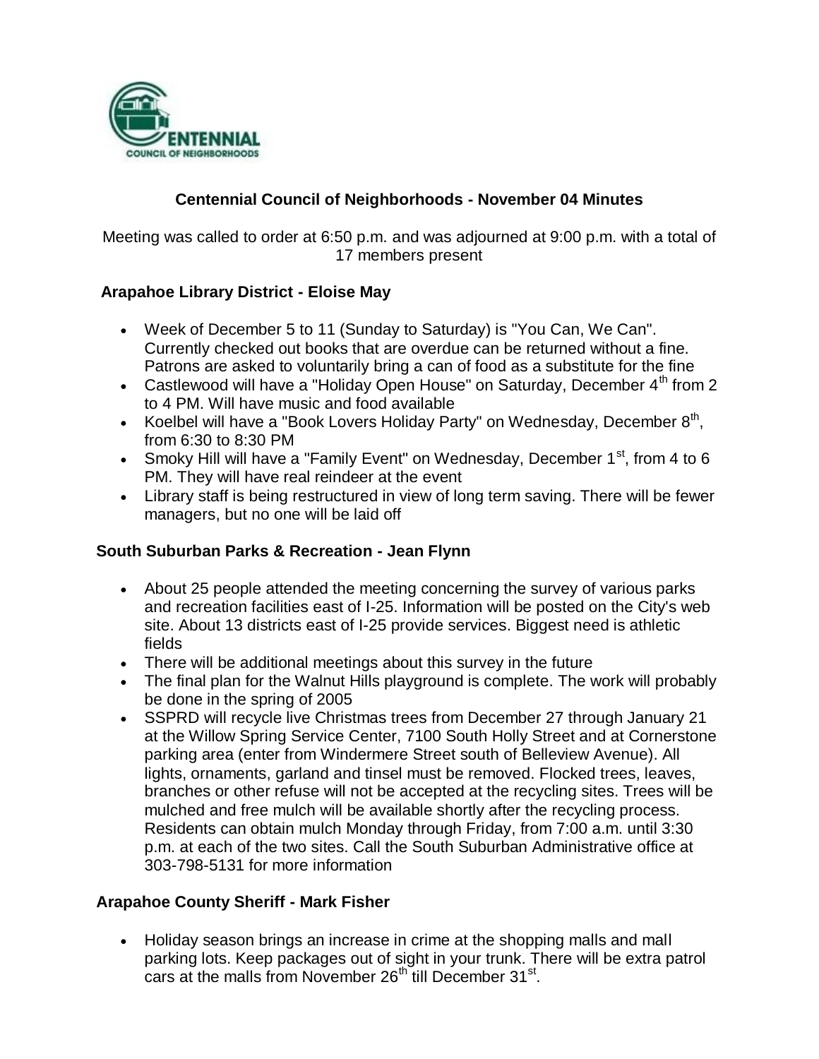# Centennial Council of Neighborhoods - November 04 Minutes

Meeting was called to order at 6:50 p.m. and was adjourned at 9:00 p.m. with a total of 17 members present

## Arapahoe Library District - Eloise May

- Week of December 5 to 11 (Sunday to Saturday) is "You Can, We Can". Currently checked out books that are overdue can be returned without a fine. Patrons are asked to voluntarily bring a can of food as a substitute for the fine
- Castlewood will have a "Holiday Open House" on Saturday, December 4th from 2 to 4 PM. Will have music and food available
- Koelbel will have a "Book Lovers Holiday Party" on Wednesday, December 8th, from 6:30 to 8:30 PM
- Smoky Hill will have a "Family Event" on Wednesday, December 1st, from 4 to 6 PM. They will have real reindeer at the event
- Library staff is being restructured in view of long term saving. There will be fewer managers, but no one will be laid off

## South Suburban Parks & Recreation - Jean Flynn

- About 25 people attended the meeting concerning the survey of various parks and recreation facilities east of I-25. Information will be posted on the City's web site. About 13 districts east of I-25 provide services. Biggest need is athletic fields
- There will be additional meetings about this survey in the future
- The final plan for the Walnut Hills playground is complete. The work will probably be done in the spring of 2005
- SSPRD will recycle live Christmas trees from December 27 through January 21 at the Willow Spring Service Center, 7100 South Holly Street and at Cornerstone parking area (enter from Windermere Street south of Belleview Avenue). All lights, ornaments, garland and tinsel must be removed. Flocked trees, leaves, branches or other refuse will not be accepted at the recycling sites. Trees will be mulched and free mulch will be available shortly after the recycling process. Residents can obtain mulch Monday through Friday, from 7:00 a.m. until 3:30 p.m. at each of the two sites. Call the South Suburban Administrative office at 303-798-5131 for more information

## Arapahoe County Sheriff - Mark Fisher

- Holiday season brings an increase in crime at the shopping malls and mall parking lots. Keep packages out of sight in your trunk. There will be extra patrol cars at the malls from November 26th till December 31st.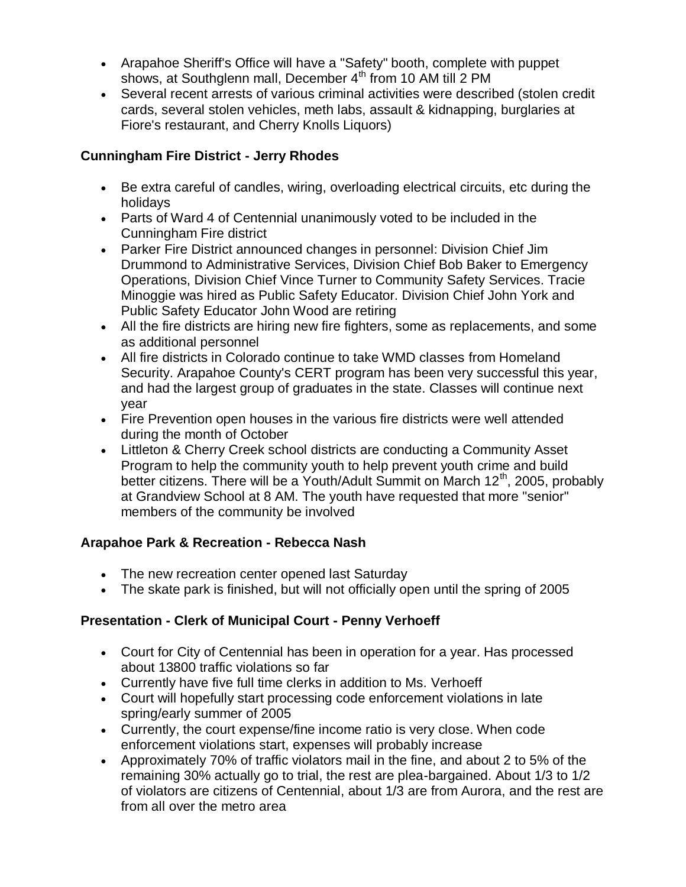- Arapahoe Sheriff's Office will have a "Safety" booth, complete with puppet shows, at Southglenn mall, December 4th from 10 AM till 2 PM
- Several recent arrests of various criminal activities were described (stolen credit cards, several stolen vehicles, meth labs, assault & kidnapping, burglaries at Fiore's restaurant, and Cherry Knolls Liquors)

**Cunningham Fire District - Jerry Rhodes**

- Be extra careful of candles, wiring, overloading electrical circuits, etc during the holidays
- Parts of Ward 4 of Centennial unanimously voted to be included in the Cunningham Fire district
- Parker Fire District announced changes in personnel: Division Chief Jim Drummond to Administrative Services, Division Chief Bob Baker to Emergency Operations, Division Chief Vince Turner to Community Safety Services. Tracie Minoggie was hired as Public Safety Educator. Division Chief John York and Public Safety Educator John Wood are retiring
- All the fire districts are hiring new fire fighters, some as replacements, and some as additional personnel
- All fire districts in Colorado continue to take WMD classes from Homeland Security. Arapahoe County's CERT program has been very successful this year, and had the largest group of graduates in the state. Classes will continue next year
- Fire Prevention open houses in the various fire districts were well attended during the month of October
- Littleton & Cherry Creek school districts are conducting a Community Asset Program to help the community youth to help prevent youth crime and build better citizens. There will be a Youth/Adult Summit on March 12th, 2005, probably at Grandview School at 8 AM. The youth have requested that more "senior" members of the community be involved

**Arapahoe Park & Recreation - Rebecca Nash**

- The new recreation center opened last Saturday
- The skate park is finished, but will not officially open until the spring of 2005

**Presentation - Clerk of Municipal Court - Penny Verhoeff**

- Court for City of Centennial has been in operation for a year. Has processed about 13800 traffic violations so far
- Currently have five full time clerks in addition to Ms. Verhoeff
- Court will hopefully start processing code enforcement violations in late spring/early summer of 2005
- Currently, the court expense/fine income ratio is very close. When code enforcement violations start, expenses will probably increase
- Approximately 70% of traffic violators mail in the fine, and about 2 to 5% of the remaining 30% actually go to trial, the rest are plea-bargained. About 1/3 to 1/2 of violators are citizens of Centennial, about 1/3 are from Aurora, and the rest are from all over the metro area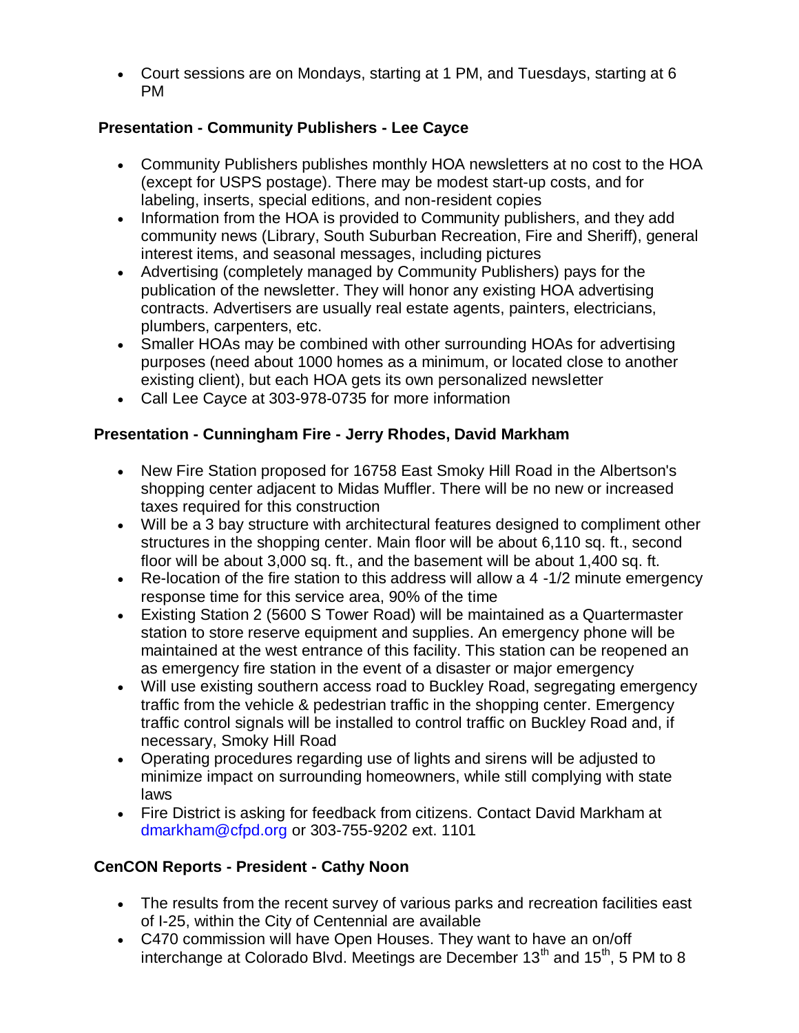- Court sessions are on Mondays, starting at 1 PM, and Tuesdays, starting at 6 PM

**Presentation - Community Publishers - Lee Cayce**

- Community Publishers publishes monthly HOA newsletters at no cost to the HOA (except for USPS postage). There may be modest start-up costs, and for labeling, inserts, special editions, and non-resident copies
- Information from the HOA is provided to Community publishers, and they add community news (Library, South Suburban Recreation, Fire and Sheriff), general interest items, and seasonal messages, including pictures
- Advertising (completely managed by Community Publishers) pays for the publication of the newsletter. They will honor any existing HOA advertising contracts. Advertisers are usually real estate agents, painters, electricians, plumbers, carpenters, etc.
- Smaller HOAs may be combined with other surrounding HOAs for advertising purposes (need about 1000 homes as a minimum, or located close to another existing client), but each HOA gets its own personalized newsletter
- Call Lee Cayce at 303-978-0735 for more information

**Presentation - Cunningham Fire - Jerry Rhodes, David Markham**

- New Fire Station proposed for 16758 East Smoky Hill Road in the Albertson's shopping center adjacent to Midas Muffler. There will be no new or increased taxes required for this construction
- Will be a 3 bay structure with architectural features designed to compliment other structures in the shopping center. Main floor will be about 6,110 sq. ft., second floor will be about 3,000 sq. ft., and the basement will be about 1,400 sq. ft.
- Re-location of the fire station to this address will allow a 4 -1/2 minute emergency response time for this service area, 90% of the time
- Existing Station 2 (5600 S Tower Road) will be maintained as a Quartermaster station to store reserve equipment and supplies. An emergency phone will be maintained at the west entrance of this facility. This station can be reopened an as emergency fire station in the event of a disaster or major emergency
- Will use existing southern access road to Buckley Road, segregating emergency traffic from the vehicle & pedestrian traffic in the shopping center. Emergency traffic control signals will be installed to control traffic on Buckley Road and, if necessary, Smoky Hill Road
- Operating procedures regarding use of lights and sirens will be adjusted to minimize impact on surrounding homeowners, while still complying with state laws
- Fire District is asking for feedback from citizens. Contact David Markham at dmarkham@cfpd.org or 303-755-9202 ext. 1101

**CenCON Reports - President - Cathy Noon**

- The results from the recent survey of various parks and recreation facilities east of I-25, within the City of Centennial are available
- C470 commission will have Open Houses. They want to have an on/off interchange at Colorado Blvd. Meetings are December 13th and 15th, 5 PM to 8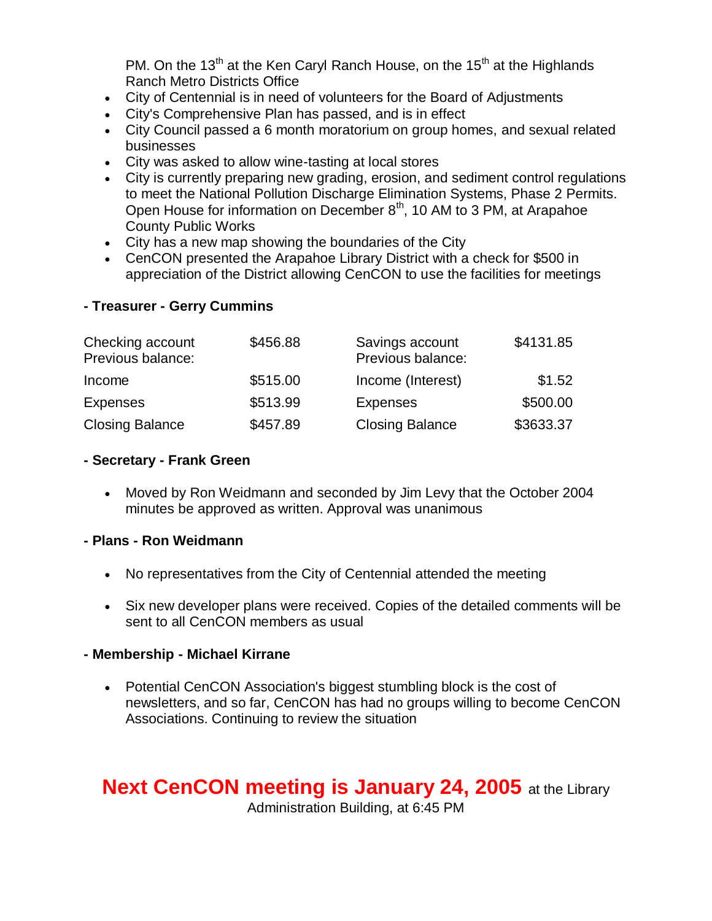PM. On the 13th at the Ken Caryl Ranch House, on the 15th at the Highlands Ranch Metro Districts Office

- City of Centennial is in need of volunteers for the Board of Adjustments
- City's Comprehensive Plan has passed, and is in effect
- City Council passed a 6 month moratorium on group homes, and sexual related businesses
- City was asked to allow wine-tasting at local stores
- City is currently preparing new grading, erosion, and sediment control regulations to meet the National Pollution Discharge Elimination Systems, Phase 2 Permits. Open House for information on December 8th, 10 AM to 3 PM, at Arapahoe County Public Works
- City has a new map showing the boundaries of the City
- CenCON presented the Arapahoe Library District with a check for $500 in appreciation of the District allowing CenCON to use the facilities for meetings

**- Treasurer - Gerry Cummins**

| | | | |
|---|---|---|---|
| Checking account Previous balance: | $456.88 | Savings account Previous balance: | $4131.85 |
| Income | $515.00 | Income (Interest) | $1.52 |
| Expenses | $513.99 | Expenses | $500.00 |
| Closing Balance | $457.89 | Closing Balance | $3633.37 |

**- Secretary - Frank Green**

- Moved by Ron Weidmann and seconded by Jim Levy that the October 2004 minutes be approved as written. Approval was unanimous

**- Plans - Ron Weidmann**

- No representatives from the City of Centennial attended the meeting
- Six new developer plans were received. Copies of the detailed comments will be sent to all CenCON members as usual

**- Membership - Michael Kirrane**

- Potential CenCON Association's biggest stumbling block is the cost of newsletters, and so far, CenCON has had no groups willing to become CenCON Associations. Continuing to review the situation

**Next CenCON meeting is January 24, 2005** at the Library Administration Building, at 6:45 PM